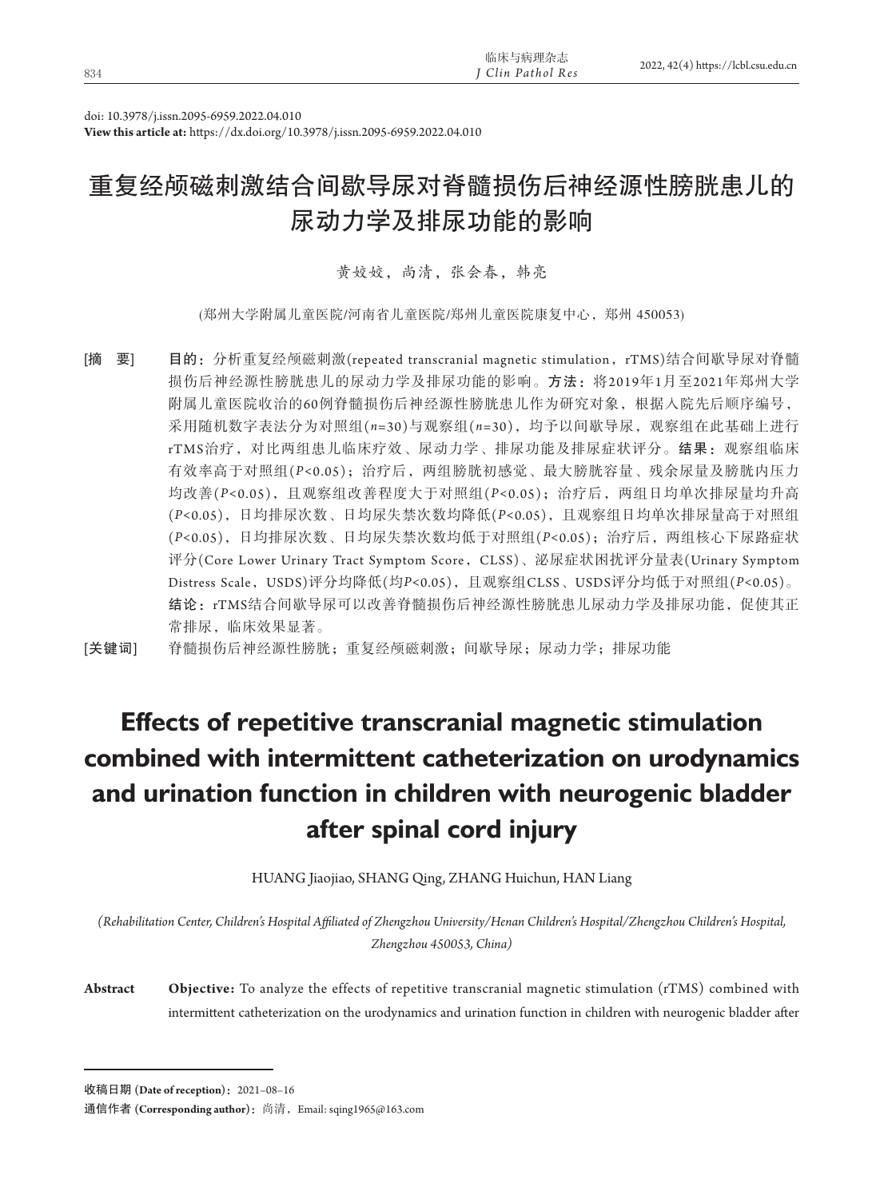doi: 10.3978/j.issn.2095-6959.2022.04.010

**View this article at:** https://dx.doi.org/10.3978/j.issn.2095-6959.2022.04.010

# 重复经颅磁刺激结合间歇导尿对脊髓损伤后神经源性膀胱患儿的尿动力学及排尿功能的影响

黄姣姣，尚清，张会春，韩亮

(郑州大学附属儿童医院/河南省儿童医院/郑州儿童医院康复中心，郑州 450053)

[摘　要]　**目的：**分析重复经颅磁刺激(repeated transcranial magnetic stimulation，rTMS)结合间歇导尿对脊髓损伤后神经源性膀胱患儿的尿动力学及排尿功能的影响。**方法：**将2019年1月至2021年郑州大学附属儿童医院收治的60例脊髓损伤后神经源性膀胱患儿作为研究对象，根据入院先后顺序编号，采用随机数字表法分为对照组($n$=30)与观察组($n$=30)，均予以间歇导尿，观察组在此基础上进行rTMS治疗，对比两组患儿临床疗效、尿动力学、排尿功能及排尿症状评分。**结果：**观察组临床有效率高于对照组($P$<0.05)；治疗后，两组膀胱初感觉、最大膀胱容量、残余尿量及膀胱内压力均改善($P$<0.05)，且观察组改善程度大于对照组($P$<0.05)；治疗后，两组日均单次排尿量均升高($P$<0.05)，日均排尿次数、日均尿失禁次数均降低($P$<0.05)，且观察组日均单次排尿量高于对照组($P$<0.05)，日均排尿次数、日均尿失禁次数均低于对照组($P$<0.05)；治疗后，两组核心下尿路症状评分(Core Lower Urinary Tract Symptom Score，CLSS)、泌尿症状困扰评分量表(Urinary Symptom Distress Scale，USDS)评分均降低(均$P$<0.05)，且观察组CLSS、USDS评分均低于对照组($P$<0.05)。**结论：**rTMS结合间歇导尿可以改善脊髓损伤后神经源性膀胱患儿尿动力学及排尿功能，促使其正常排尿，临床效果显著。

[关键词]　脊髓损伤后神经源性膀胱；重复经颅磁刺激；间歇导尿；尿动力学；排尿功能

# Effects of repetitive transcranial magnetic stimulation combined with intermittent catheterization on urodynamics and urination function in children with neurogenic bladder after spinal cord injury

HUANG Jiaojiao, SHANG Qing, ZHANG Huichun, HAN Liang

*(Rehabilitation Center, Children's Hospital Affiliated of Zhengzhou University/Henan Children's Hospital/Zhengzhou Children's Hospital, Zhengzhou 450053, China)*

**Abstract**　**Objective:** To analyze the effects of repetitive transcranial magnetic stimulation (rTMS) combined with intermittent catheterization on the urodynamics and urination function in children with neurogenic bladder after

---

**收稿日期 (Date of reception)：**2021–08–16

**通信作者 (Corresponding author)：**尚清，Email: sqing1965@163.com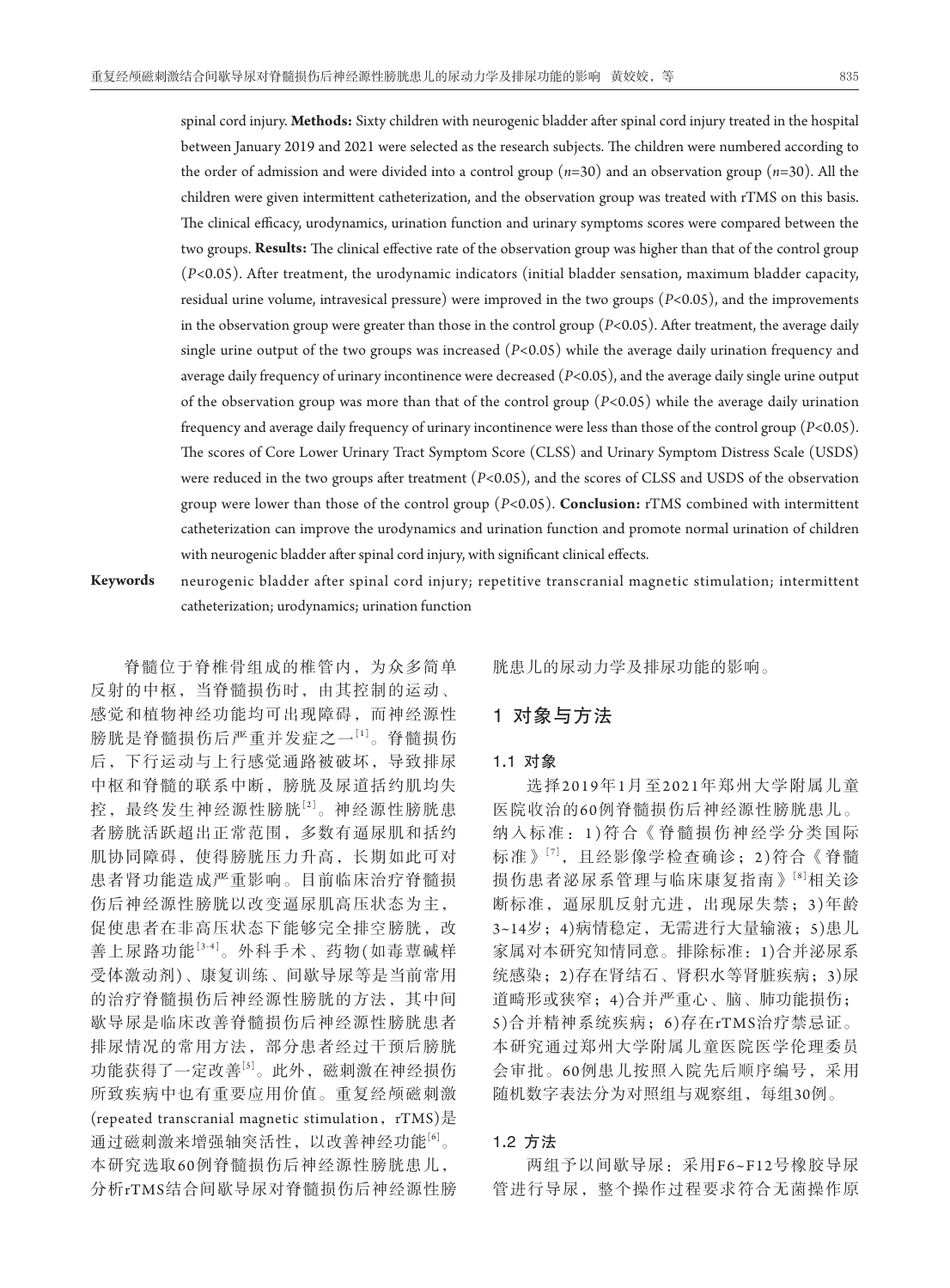spinal cord injury. **Methods:** Sixty children with neurogenic bladder after spinal cord injury treated in the hospital between January 2019 and 2021 were selected as the research subjects. The children were numbered according to the order of admission and were divided into a control group (*n*=30) and an observation group (*n*=30). All the children were given intermittent catheterization, and the observation group was treated with rTMS on this basis. The clinical efficacy, urodynamics, urination function and urinary symptoms scores were compared between the two groups. **Results:** The clinical effective rate of the observation group was higher than that of the control group ($P$<0.05). After treatment, the urodynamic indicators (initial bladder sensation, maximum bladder capacity, residual urine volume, intravesical pressure) were improved in the two groups ($P$<0.05), and the improvements in the observation group were greater than those in the control group ($P$<0.05). After treatment, the average daily single urine output of the two groups was increased ($P$<0.05) while the average daily urination frequency and average daily frequency of urinary incontinence were decreased ($P$<0.05), and the average daily single urine output of the observation group was more than that of the control group ($P$<0.05) while the average daily urination frequency and average daily frequency of urinary incontinence were less than those of the control group ($P$<0.05). The scores of Core Lower Urinary Tract Symptom Score (CLSS) and Urinary Symptom Distress Scale (USDS) were reduced in the two groups after treatment ($P$<0.05), and the scores of CLSS and USDS of the observation group were lower than those of the control group ($P$<0.05). **Conclusion:** rTMS combined with intermittent catheterization can improve the urodynamics and urination function and promote normal urination of children with neurogenic bladder after spinal cord injury, with significant clinical effects.

**Keywords** neurogenic bladder after spinal cord injury; repetitive transcranial magnetic stimulation; intermittent catheterization; urodynamics; urination function

脊髓位于脊椎骨组成的椎管内，为众多简单反射的中枢，当脊髓损伤时，由其控制的运动、感觉和植物神经功能均可出现障碍，而神经源性膀胱是脊髓损伤后严重并发症之一[1]。脊髓损伤后，下行运动与上行感觉通路被破坏，导致排尿中枢和脊髓的联系中断，膀胱及尿道括约肌均失控，最终发生神经源性膀胱[2]。神经源性膀胱患者膀胱活跃超出正常范围，多数有逼尿肌和括约肌协同障碍，使得膀胱压力升高，长期如此可对患者肾功能造成严重影响。目前临床治疗脊髓损伤后神经源性膀胱以改变逼尿肌高压状态为主，促使患者在非高压状态下能够完全排空膀胱，改善上尿路功能[3-4]。外科手术、药物(如毒蕈碱样受体激动剂)、康复训练、间歇导尿等是当前常用的治疗脊髓损伤后神经源性膀胱的方法，其中间歇导尿是临床改善脊髓损伤后神经源性膀胱患者排尿情况的常用方法，部分患者经过干预后膀胱功能获得了一定改善[5]。此外，磁刺激在神经损伤所致疾病中也有重要应用价值。重复经颅磁刺激(repeated transcranial magnetic stimulation，rTMS)是通过磁刺激来增强轴突活性，以改善神经功能[6]。本研究选取60例脊髓损伤后神经源性膀胱患儿，分析rTMS结合间歇导尿对脊髓损伤后神经源性膀胱患儿的尿动力学及排尿功能的影响。

## 1 对象与方法

### 1.1 对象

选择2019年1月至2021年郑州大学附属儿童医院收治的60例脊髓损伤后神经源性膀胱患儿。纳入标准：1)符合《脊髓损伤神经学分类国际标准》[7]，且经影像学检查确诊；2)符合《脊髓损伤患者泌尿系管理与临床康复指南》[8]相关诊断标准，逼尿肌反射亢进，出现尿失禁；3)年龄3~14岁；4)病情稳定，无需进行大量输液；5)患儿家属对本研究知情同意。排除标准：1)合并泌尿系统感染；2)存在肾结石、肾积水等肾脏疾病；3)尿道畸形或狭窄；4)合并严重心、脑、肺功能损伤；5)合并精神系统疾病；6)存在rTMS治疗禁忌证。本研究通过郑州大学附属儿童医院医学伦理委员会审批。60例患儿按照入院先后顺序编号，采用随机数字表法分为对照组与观察组，每组30例。

### 1.2 方法

两组予以间歇导尿：采用F6~F12号橡胶导尿管进行导尿，整个操作过程要求符合无菌操作原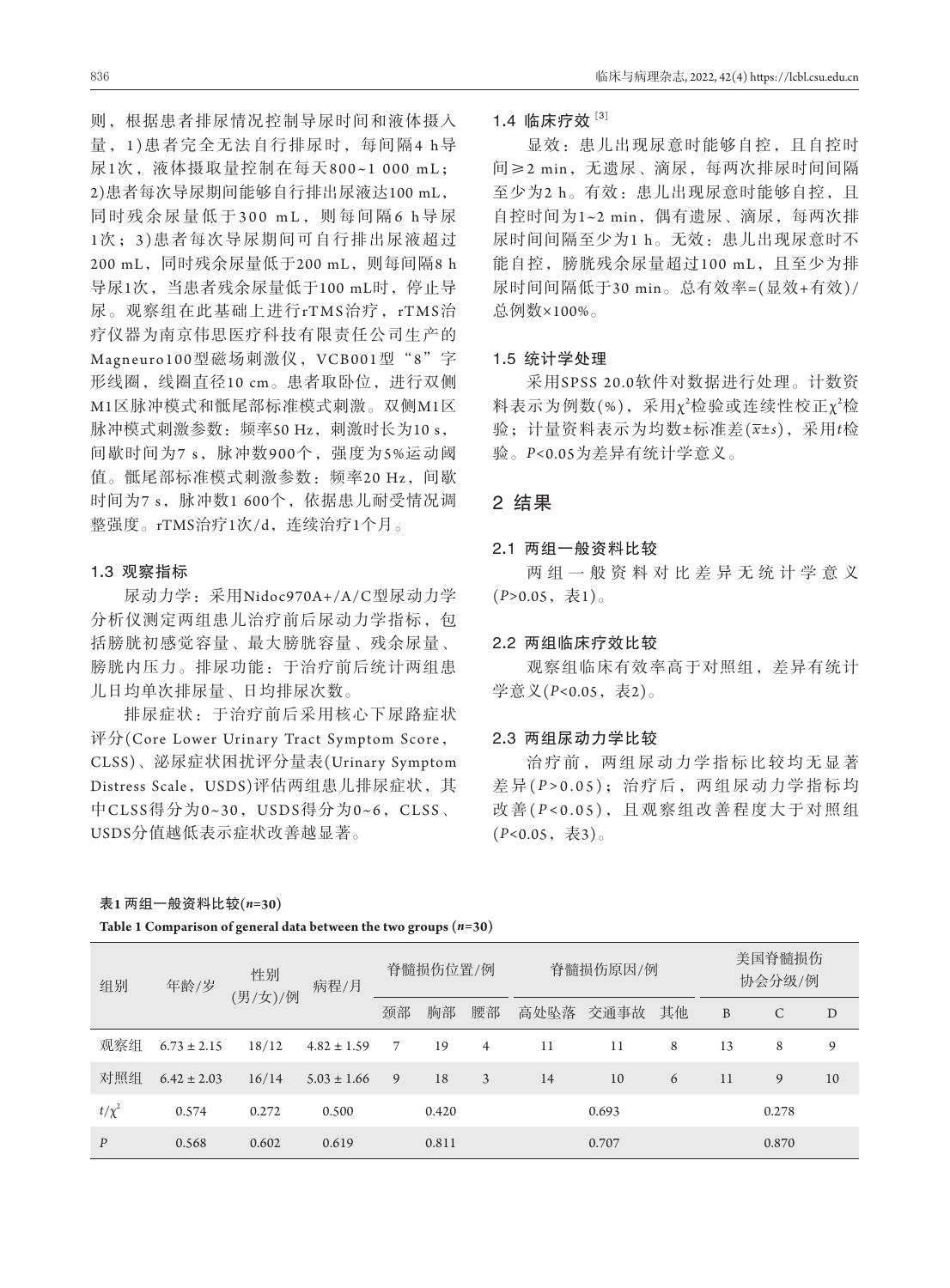则，根据患者排尿情况控制导尿时间和液体摄入量，1)患者完全无法自行排尿时，每间隔4 h导尿1次，液体摄取量控制在每天800~1 000 mL；2)患者每次导尿期间能够自行排出尿液达100 mL，同时残余尿量低于300 mL，则每间隔6 h导尿1次；3)患者每次导尿期间可自行排出尿液超过200 mL，同时残余尿量低于200 mL，则每间隔8 h导尿1次，当患者残余尿量低于100 mL时，停止导尿。观察组在此基础上进行rTMS治疗，rTMS治疗仪器为南京伟思医疗科技有限责任公司生产的Magneuro100型磁场刺激仪，VCB001型“8”字形线圈，线圈直径10 cm。患者取卧位，进行双侧M1区脉冲模式和骶尾部标准模式刺激。双侧M1区脉冲模式刺激参数：频率50 Hz，刺激时长为10 s，间歇时间为7 s，脉冲数900个，强度为5%运动阈值。骶尾部标准模式刺激参数：频率20 Hz，间歇时间为7 s，脉冲数1 600个，依据患儿耐受情况调整强度。rTMS治疗1次/d，连续治疗1个月。

### 1.3 观察指标

尿动力学：采用Nidoc970A+/A/C型尿动力学分析仪测定两组患儿治疗前后尿动力学指标，包括膀胱初感觉容量、最大膀胱容量、残余尿量、膀胱内压力。排尿功能：于治疗前后统计两组患儿日均单次排尿量、日均排尿次数。

排尿症状：于治疗前后采用核心下尿路症状评分(Core Lower Urinary Tract Symptom Score，CLSS)、泌尿症状困扰评分量表(Urinary Symptom Distress Scale，USDS)评估两组患儿排尿症状，其中CLSS得分为0~30，USDS得分为0~6，CLSS、USDS分值越低表示症状改善越显著。

### 1.4 临床疗效 [3]

显效：患儿出现尿意时能够自控，且自控时间≥2 min，无遗尿、滴尿，每两次排尿时间间隔至少为2 h。有效：患儿出现尿意时能够自控，且自控时间为1~2 min，偶有遗尿、滴尿，每两次排尿时间间隔至少为1 h。无效：患儿出现尿意时不能自控，膀胱残余尿量超过100 mL，且至少为排尿时间间隔低于30 min。总有效率=(显效+有效)/总例数×100%。

### 1.5 统计学处理

采用SPSS 20.0软件对数据进行处理。计数资料表示为例数(%)，采用$\chi^2$检验或连续性校正$\chi^2$检验；计量资料表示为均数±标准差($\bar{x}\pm s$)，采用$t$检验。$P$<0.05为差异有统计学意义。

## 2 结果

### 2.1 两组一般资料比较

两组一般资料对比差异无统计学意义($P$>0.05，表1)。

### 2.2 两组临床疗效比较

观察组临床有效率高于对照组，差异有统计学意义($P$<0.05，表2)。

### 2.3 两组尿动力学比较

治疗前，两组尿动力学指标比较均无显著差异($P$>0.05)；治疗后，两组尿动力学指标均改善($P$<0.05)，且观察组改善程度大于对照组($P$<0.05，表3)。

**表1 两组一般资料比较($n$=30)**

**Table 1 Comparison of general data between the two groups ($n$=30)**

| 组别 | 年龄/岁 | 性别(男/女)/例 | 病程/月 | 脊髓损伤位置/例 | | | 脊髓损伤原因/例 | | | 美国脊髓损伤协会分级/例 | | |
|---|---|---|---|---|---|---|---|---|---|---|---|---|
| | | | | 颈部 | 胸部 | 腰部 | 高处坠落 | 交通事故 | 其他 | B | C | D |
| 观察组 | 6.73 ± 2.15 | 18/12 | 4.82 ± 1.59 | 7 | 19 | 4 | 11 | 11 | 8 | 13 | 8 | 9 |
| 对照组 | 6.42 ± 2.03 | 16/14 | 5.03 ± 1.66 | 9 | 18 | 3 | 14 | 10 | 6 | 11 | 9 | 10 |
| $t/\chi^2$ | 0.574 | 0.272 | 0.500 | | 0.420 | | | 0.693 | | | 0.278 | |
| $P$ | 0.568 | 0.602 | 0.619 | | 0.811 | | | 0.707 | | | 0.870 | |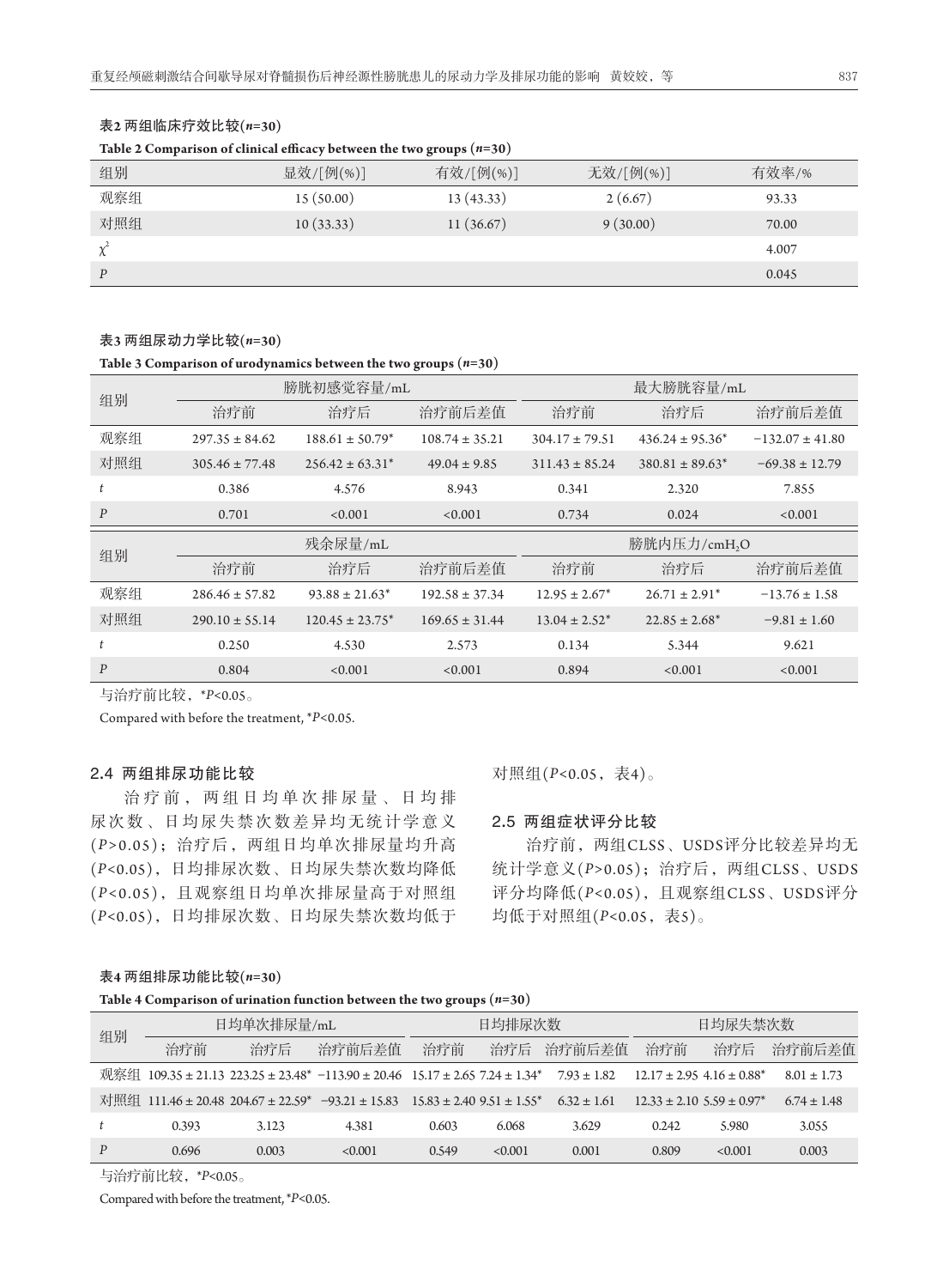**表2 两组临床疗效比较($n$=30)**

**Table 2 Comparison of clinical efficacy between the two groups ($n$=30)**

| 组别 | 显效/[例(%)] | 有效/[例(%)] | 无效/[例(%)] | 有效率/% |
|---|---|---|---|---|
| 观察组 | 15 (50.00) | 13 (43.33) | 2 (6.67) | 93.33 |
| 对照组 | 10 (33.33) | 11 (36.67) | 9 (30.00) | 70.00 |
| $\chi^2$ | | | | 4.007 |
| $P$ | | | | 0.045 |

**表3 两组尿动力学比较($n$=30)**

**Table 3 Comparison of urodynamics between the two groups ($n$=30)**

| 组别 | 膀胱初感觉容量/mL | | | 最大膀胱容量/mL | | |
|---|---|---|---|---|---|---|
| | 治疗前 | 治疗后 | 治疗前后差值 | 治疗前 | 治疗后 | 治疗前后差值 |
| 观察组 | 297.35 ± 84.62 | 188.61 ± 50.79* | 108.74 ± 35.21 | 304.17 ± 79.51 | 436.24 ± 95.36* | −132.07 ± 41.80 |
| 对照组 | 305.46 ± 77.48 | 256.42 ± 63.31* | 49.04 ± 9.85 | 311.43 ± 85.24 | 380.81 ± 89.63* | −69.38 ± 12.79 |
| $t$ | 0.386 | 4.576 | 8.943 | 0.341 | 2.320 | 7.855 |
| $P$ | 0.701 | <0.001 | <0.001 | 0.734 | 0.024 | <0.001 |

| 组别 | 残余尿量/mL | | | 膀胱内压力/cm$H_2O$ | | |
|---|---|---|---|---|---|---|
| | 治疗前 | 治疗后 | 治疗前后差值 | 治疗前 | 治疗后 | 治疗前后差值 |
| 观察组 | 286.46 ± 57.82 | 93.88 ± 21.63* | 192.58 ± 37.34 | 12.95 ± 2.67* | 26.71 ± 2.91* | −13.76 ± 1.58 |
| 对照组 | 290.10 ± 55.14 | 120.45 ± 23.75* | 169.65 ± 31.44 | 13.04 ± 2.52* | 22.85 ± 2.68* | −9.81 ± 1.60 |
| $t$ | 0.250 | 4.530 | 2.573 | 0.134 | 5.344 | 9.621 |
| $P$ | 0.804 | <0.001 | <0.001 | 0.894 | <0.001 | <0.001 |

与治疗前比较，*$P$<0.05。

Compared with before the treatment, *$P$<0.05.

### 2.4 两组排尿功能比较

治疗前，两组日均单次排尿量、日均排尿次数、日均尿失禁次数差异均无统计学意义($P$>0.05)；治疗后，两组日均单次排尿量均升高($P$<0.05)，日均排尿次数、日均尿失禁次数均降低($P$<0.05)，且观察组日均单次排尿量高于对照组($P$<0.05)，日均排尿次数、日均尿失禁次数均低于对照组($P$<0.05，表4)。

### 2.5 两组症状评分比较

治疗前，两组CLSS、USDS评分比较差异均无统计学意义($P$>0.05)；治疗后，两组CLSS、USDS评分均降低($P$<0.05)，且观察组CLSS、USDS评分均低于对照组($P$<0.05，表5)。

**表4 两组排尿功能比较($n$=30)**

**Table 4 Comparison of urination function between the two groups ($n$=30)**

| 组别 | 日均单次排尿量/mL | | | 日均排尿次数 | | | 日均尿失禁次数 | | |
|---|---|---|---|---|---|---|---|---|---|
| | 治疗前 | 治疗后 | 治疗前后差值 | 治疗前 | 治疗后 | 治疗前后差值 | 治疗前 | 治疗后 | 治疗前后差值 |
| 观察组 | 109.35 ± 21.13 | 223.25 ± 23.48* | −113.90 ± 20.46 | 15.17 ± 2.65 | 7.24 ± 1.34* | 7.93 ± 1.82 | 12.17 ± 2.95 | 4.16 ± 0.88* | 8.01 ± 1.73 |
| 对照组 | 111.46 ± 20.48 | 204.67 ± 22.59* | −93.21 ± 15.83 | 15.83 ± 2.40 | 9.51 ± 1.55* | 6.32 ± 1.61 | 12.33 ± 2.10 | 5.59 ± 0.97* | 6.74 ± 1.48 |
| $t$ | 0.393 | 3.123 | 4.381 | 0.603 | 6.068 | 3.629 | 0.242 | 5.980 | 3.055 |
| $P$ | 0.696 | 0.003 | <0.001 | 0.549 | <0.001 | 0.001 | 0.809 | <0.001 | 0.003 |

与治疗前比较，*$P$<0.05。

Compared with before the treatment, *$P$<0.05.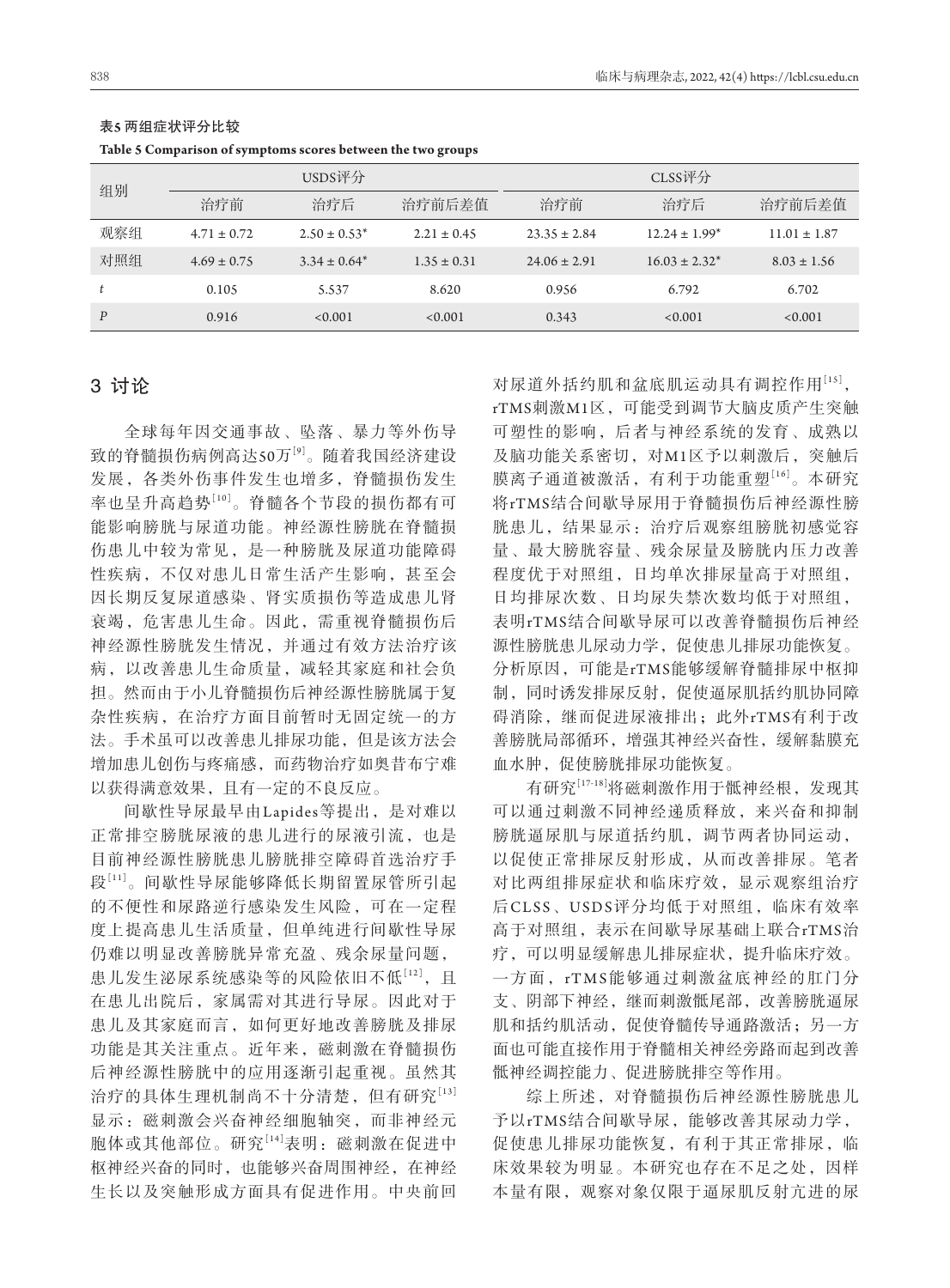**表5 两组症状评分比较**

**Table 5 Comparison of symptoms scores between the two groups**

| 组别 | USDS评分 | | | CLSS评分 | | |
|---|---|---|---|---|---|---|
| | 治疗前 | 治疗后 | 治疗前后差值 | 治疗前 | 治疗后 | 治疗前后差值 |
| 观察组 | 4.71 ± 0.72 | 2.50 ± 0.53* | 2.21 ± 0.45 | 23.35 ± 2.84 | 12.24 ± 1.99* | 11.01 ± 1.87 |
| 对照组 | 4.69 ± 0.75 | 3.34 ± 0.64* | 1.35 ± 0.31 | 24.06 ± 2.91 | 16.03 ± 2.32* | 8.03 ± 1.56 |
| $t$ | 0.105 | 5.537 | 8.620 | 0.956 | 6.792 | 6.702 |
| $P$ | 0.916 | <0.001 | <0.001 | 0.343 | <0.001 | <0.001 |

## 3 讨论

全球每年因交通事故、坠落、暴力等外伤导致的脊髓损伤病例高达50万[9]。随着我国经济建设发展，各类外伤事件发生也增多，脊髓损伤发生率也呈升高趋势[10]。脊髓各个节段的损伤都有可能影响膀胱与尿道功能。神经源性膀胱在脊髓损伤患儿中较为常见，是一种膀胱及尿道功能障碍性疾病，不仅对患儿日常生活产生影响，甚至会因长期反复尿道感染、肾实质损伤等造成患儿肾衰竭，危害患儿生命。因此，需重视脊髓损伤后神经源性膀胱发生情况，并通过有效方法治疗该病，以改善患儿生命质量，减轻其家庭和社会负担。然而由于小儿脊髓损伤后神经源性膀胱属于复杂性疾病，在治疗方面目前暂时无固定统一的方法。手术虽可以改善患儿排尿功能，但是该方法会增加患儿创伤与疼痛感，而药物治疗如奥昔布宁难以获得满意效果，且有一定的不良反应。

间歇性导尿最早由Lapides等提出，是对难以正常排空膀胱尿液的患儿进行的尿液引流，也是目前神经源性膀胱患儿膀胱排空障碍首选治疗手段[11]。间歇性导尿能够降低长期留置尿管所引起的不便性和尿路逆行感染发生风险，可在一定程度上提高患儿生活质量，但单纯进行间歇性导尿仍难以明显改善膀胱异常充盈、残余尿量问题，患儿发生泌尿系统感染等的风险依旧不低[12]，且在患儿出院后，家属需对其进行导尿。因此对于患儿及其家庭而言，如何更好地改善膀胱及排尿功能是其关注重点。近年来，磁刺激在脊髓损伤后神经源性膀胱中的应用逐渐引起重视。虽然其治疗的具体生理机制尚不十分清楚，但有研究[13]显示：磁刺激会兴奋神经细胞轴突，而非神经元胞体或其他部位。研究[14]表明：磁刺激在促进中枢神经兴奋的同时，也能够兴奋周围神经，在神经生长以及突触形成方面具有促进作用。中央前回对尿道外括约肌和盆底肌运动具有调控作用[15]，rTMS刺激M1区，可能受到调节大脑皮质产生突触可塑性的影响，后者与神经系统的发育、成熟以及脑功能关系密切，对M1区予以刺激后，突触后膜离子通道被激活，有利于功能重塑[16]。本研究将rTMS结合间歇导尿用于脊髓损伤后神经源性膀胱患儿，结果显示：治疗后观察组膀胱初感觉容量、最大膀胱容量、残余尿量及膀胱内压力改善程度优于对照组，日均单次排尿量高于对照组，日均排尿次数、日均尿失禁次数均低于对照组，表明rTMS结合间歇导尿可以改善脊髓损伤后神经源性膀胱患儿尿动力学，促使患儿排尿功能恢复。分析原因，可能是rTMS能够缓解脊髓排尿中枢抑制，同时诱发排尿反射，促使逼尿肌括约肌协同障碍消除，继而促进尿液排出；此外rTMS有利于改善膀胱局部循环，增强其神经兴奋性，缓解黏膜充血水肿，促使膀胱排尿功能恢复。

有研究[17-18]将磁刺激作用于骶神经根，发现其可以通过刺激不同神经递质释放，来兴奋和抑制膀胱逼尿肌与尿道括约肌，调节两者协同运动，以促使正常排尿反射形成，从而改善排尿。笔者对比两组排尿症状和临床疗效，显示观察组治疗后CLSS、USDS评分均低于对照组，临床有效率高于对照组，表示在间歇导尿基础上联合rTMS治疗，可以明显缓解患儿排尿症状，提升临床疗效。一方面，rTMS能够通过刺激盆底神经的肛门分支、阴部下神经，继而刺激骶尾部，改善膀胱逼尿肌和括约肌活动，促使脊髓传导通路激活；另一方面也可能直接作用于脊髓相关神经旁路而起到改善骶神经调控能力、促进膀胱排空等作用。

综上所述，对脊髓损伤后神经源性膀胱患儿予以rTMS结合间歇导尿，能够改善其尿动力学，促使患儿排尿功能恢复，有利于其正常排尿，临床效果较为明显。本研究也存在不足之处，因样本量有限，观察对象仅限于逼尿肌反射亢进的尿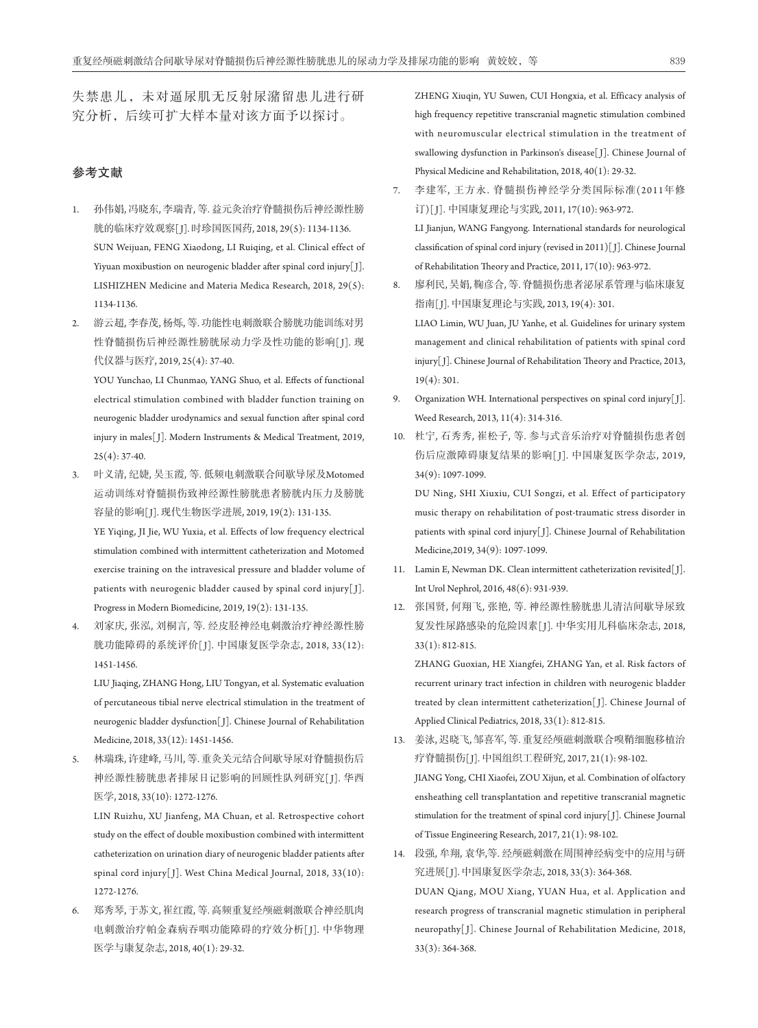失禁患儿，未对逼尿肌无反射尿潴留患儿进行研究分析，后续可扩大样本量对该方面予以探讨。

## 参考文献

1. 孙伟娟, 冯晓东, 李瑞青, 等. 益元灸治疗脊髓损伤后神经源性膀胱的临床疗效观察[J]. 时珍国医国药, 2018, 29(5): 1134-1136.
   SUN Weijuan, FENG Xiaodong, LI Ruiqing, et al. Clinical effect of Yiyuan moxibustion on neurogenic bladder after spinal cord injury[J]. LISHIZHEN Medicine and Materia Medica Research, 2018, 29(5): 1134-1136.
2. 游云超, 李春茂, 杨烁, 等. 功能性电刺激联合膀胱功能训练对男性脊髓损伤后神经源性膀胱尿动力学及性功能的影响[J]. 现代仪器与医疗, 2019, 25(4): 37-40.
   YOU Yunchao, LI Chunmao, YANG Shuo, et al. Effects of functional electrical stimulation combined with bladder function training on neurogenic bladder urodynamics and sexual function after spinal cord injury in males[J]. Modern Instruments & Medical Treatment, 2019, 25(4): 37-40.
3. 叶义清, 纪婕, 吴玉霞, 等. 低频电刺激联合间歇导尿及Motomed运动训练对脊髓损伤致神经源性膀胱患者膀胱内压力及膀胱容量的影响[J]. 现代生物医学进展, 2019, 19(2): 131-135.
   YE Yiqing, JI Jie, WU Yuxia, et al. Effects of low frequency electrical stimulation combined with intermittent catheterization and Motomed exercise training on the intravesical pressure and bladder volume of patients with neurogenic bladder caused by spinal cord injury[J]. Progress in Modern Biomedicine, 2019, 19(2): 131-135.
4. 刘家庆, 张泓, 刘桐言, 等. 经皮胫神经电刺激治疗神经源性膀胱功能障碍的系统评价[J]. 中国康复医学杂志, 2018, 33(12): 1451-1456.
   LIU Jiaqing, ZHANG Hong, LIU Tongyan, et al. Systematic evaluation of percutaneous tibial nerve electrical stimulation in the treatment of neurogenic bladder dysfunction[J]. Chinese Journal of Rehabilitation Medicine, 2018, 33(12): 1451-1456.
5. 林瑞珠, 许建峰, 马川, 等. 重灸关元结合间歇导尿对脊髓损伤后神经源性膀胱患者排尿日记影响的回顾性队列研究[J]. 华西医学, 2018, 33(10): 1272-1276.
   LIN Ruizhu, XU Jianfeng, MA Chuan, et al. Retrospective cohort study on the effect of double moxibustion combined with intermittent catheterization on urination diary of neurogenic bladder patients after spinal cord injury[J]. West China Medical Journal, 2018, 33(10): 1272-1276.
6. 郑秀琴, 于苏文, 崔红霞, 等. 高频重复经颅磁刺激联合神经肌肉电刺激治疗帕金森病吞咽功能障碍的疗效分析[J]. 中华物理医学与康复杂志, 2018, 40(1): 29-32.
   ZHENG Xiuqin, YU Suwen, CUI Hongxia, et al. Efficacy analysis of high frequency repetitive transcranial magnetic stimulation combined with neuromuscular electrical stimulation in the treatment of swallowing dysfunction in Parkinson's disease[J]. Chinese Journal of Physical Medicine and Rehabilitation, 2018, 40(1): 29-32.
7. 李建军, 王方永. 脊髓损伤神经学分类国际标准(2011年修订)[J]. 中国康复理论与实践, 2011, 17(10): 963-972.
   LI Jianjun, WANG Fangyong. International standards for neurological classification of spinal cord injury (revised in 2011)[J]. Chinese Journal of Rehabilitation Theory and Practice, 2011, 17(10): 963-972.
8. 廖利民, 吴娟, 鞠彦合, 等. 脊髓损伤患者泌尿系管理与临床康复指南[J]. 中国康复理论与实践, 2013, 19(4): 301.
   LIAO Limin, WU Juan, JU Yanhe, et al. Guidelines for urinary system management and clinical rehabilitation of patients with spinal cord injury[J]. Chinese Journal of Rehabilitation Theory and Practice, 2013, 19(4): 301.
9. Organization WH. International perspectives on spinal cord injury[J]. Weed Research, 2013, 11(4): 314-316.
10. 杜宁, 石秀秀, 崔松子, 等. 参与式音乐治疗对脊髓损伤患者创伤后应激障碍康复结果的影响[J]. 中国康复医学杂志, 2019, 34(9): 1097-1099.
    DU Ning, SHI Xiuxiu, CUI Songzi, et al. Effect of participatory music therapy on rehabilitation of post-traumatic stress disorder in patients with spinal cord injury[J]. Chinese Journal of Rehabilitation Medicine,2019, 34(9): 1097-1099.
11. Lamin E, Newman DK. Clean intermittent catheterization revisited[J]. Int Urol Nephrol, 2016, 48(6): 931-939.
12. 张国贤, 何翔飞, 张艳, 等. 神经源性膀胱患儿清洁间歇导尿致复发性尿路感染的危险因素[J]. 中华实用儿科临床杂志, 2018, 33(1): 812-815.
    ZHANG Guoxian, HE Xiangfei, ZHANG Yan, et al. Risk factors of recurrent urinary tract infection in children with neurogenic bladder treated by clean intermittent catheterization[J]. Chinese Journal of Applied Clinical Pediatrics, 2018, 33(1): 812-815.
13. 姜泳, 迟晓飞, 邹喜军, 等. 重复经颅磁刺激联合嗅鞘细胞移植治疗脊髓损伤[J]. 中国组织工程研究, 2017, 21(1): 98-102.
    JIANG Yong, CHI Xiaofei, ZOU Xijun, et al. Combination of olfactory ensheathing cell transplantation and repetitive transcranial magnetic stimulation for the treatment of spinal cord injury[J]. Chinese Journal of Tissue Engineering Research, 2017, 21(1): 98-102.
14. 段强, 牟翔, 袁华, 等. 经颅磁刺激在周围神经病变中的应用与研究进展[J]. 中国康复医学杂志, 2018, 33(3): 364-368.
    DUAN Qiang, MOU Xiang, YUAN Hua, et al. Application and research progress of transcranial magnetic stimulation in peripheral neuropathy[J]. Chinese Journal of Rehabilitation Medicine, 2018, 33(3): 364-368.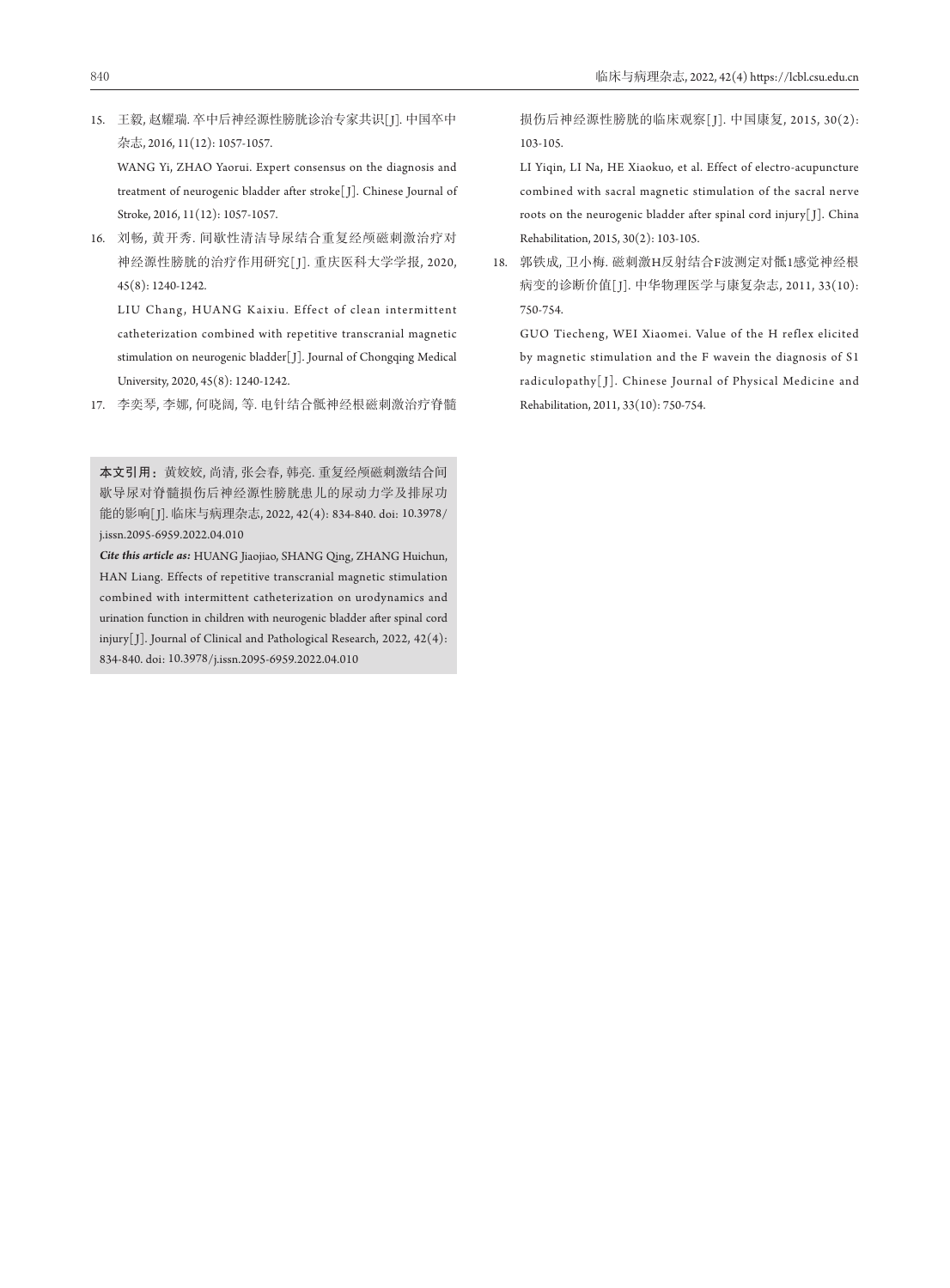15. 王毅, 赵耀瑞. 卒中后神经源性膀胱诊治专家共识[J]. 中国卒中杂志, 2016, 11(12): 1057-1057.

    WANG Yi, ZHAO Yaorui. Expert consensus on the diagnosis and treatment of neurogenic bladder after stroke[J]. Chinese Journal of Stroke, 2016, 11(12): 1057-1057.

16. 刘畅, 黄开秀. 间歇性清洁导尿结合重复经颅磁刺激治疗对神经源性膀胱的治疗作用研究[J]. 重庆医科大学学报, 2020, 45(8): 1240-1242.

    LIU Chang, HUANG Kaixiu. Effect of clean intermittent catheterization combined with repetitive transcranial magnetic stimulation on neurogenic bladder[J]. Journal of Chongqing Medical University, 2020, 45(8): 1240-1242.

17. 李奕琴, 李娜, 何晓阔, 等. 电针结合骶神经根磁刺激治疗脊髓损伤后神经源性膀胱的临床观察[J]. 中国康复, 2015, 30(2): 103-105.

    LI Yiqin, LI Na, HE Xiaokuo, et al. Effect of electro-acupuncture combined with sacral magnetic stimulation of the sacral nerve roots on the neurogenic bladder after spinal cord injury[J]. China Rehabilitation, 2015, 30(2): 103-105.

18. 郭铁成, 卫小梅. 磁刺激H反射结合F波测定对骶1感觉神经根病变的诊断价值[J]. 中华物理医学与康复杂志, 2011, 33(10): 750-754.

    GUO Tiecheng, WEI Xiaomei. Value of the H reflex elicited by magnetic stimulation and the F wavein the diagnosis of S1 radiculopathy[J]. Chinese Journal of Physical Medicine and Rehabilitation, 2011, 33(10): 750-754.

**本文引用：**黄姣姣, 尚清, 张会春, 韩亮. 重复经颅磁刺激结合间歇导尿对脊髓损伤后神经源性膀胱患儿的尿动力学及排尿功能的影响[J]. 临床与病理杂志, 2022, 42(4): 834-840. doi: 10.3978/j.issn.2095-6959.2022.04.010

***Cite this article as:*** HUANG Jiaojiao, SHANG Qing, ZHANG Huichun, HAN Liang. Effects of repetitive transcranial magnetic stimulation combined with intermittent catheterization on urodynamics and urination function in children with neurogenic bladder after spinal cord injury[J]. Journal of Clinical and Pathological Research, 2022, 42(4): 834-840. doi: 10.3978/j.issn.2095-6959.2022.04.010